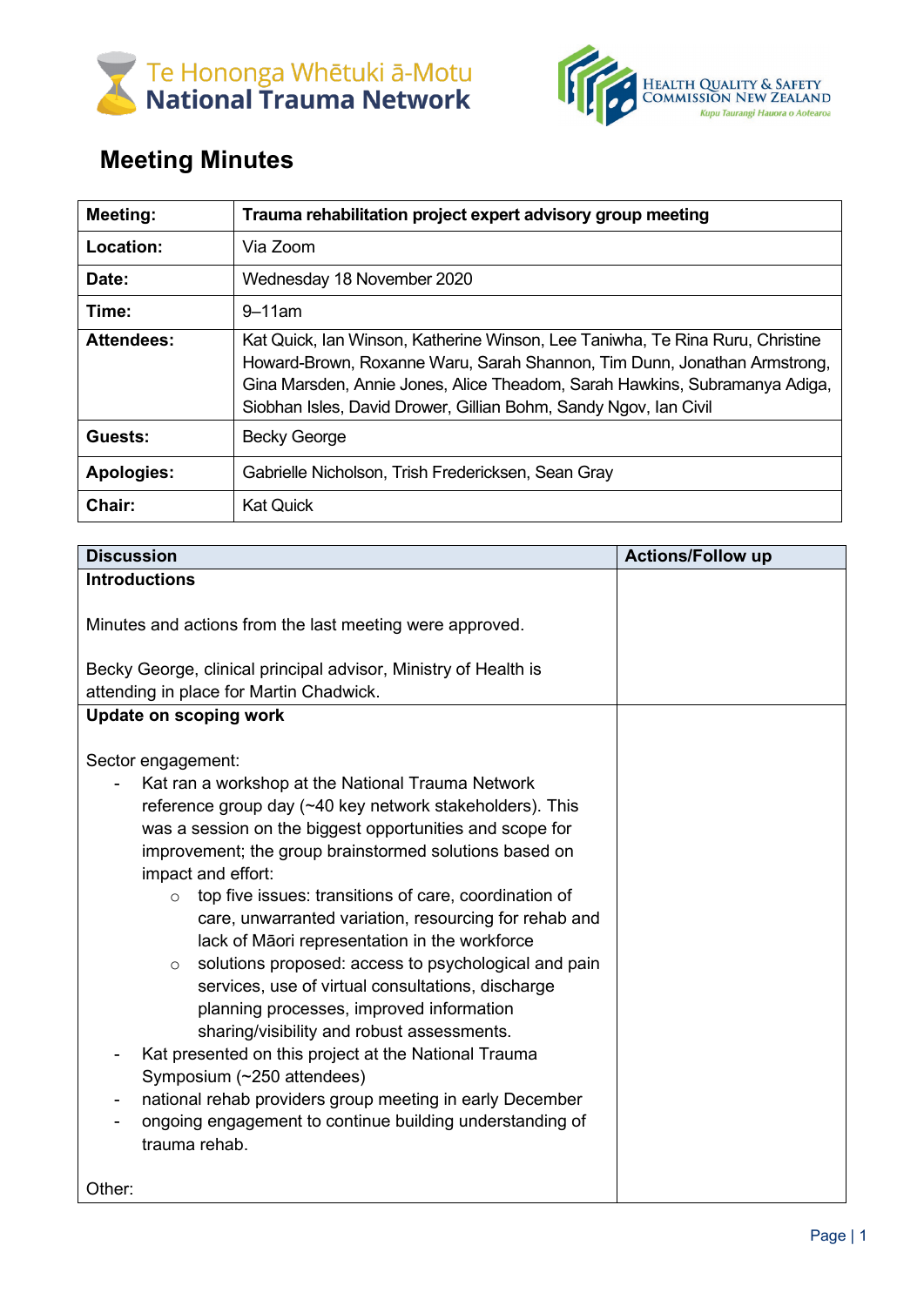Te Hononga Whētuki ā-Motu
National Trauma Network

Health Quality & Safety Commission New Zealand
Kupu Taurangi Hauora o Aotearoa

# Meeting Minutes

| **Meeting:** | **Trauma rehabilitation project expert advisory group meeting** |
|---|---|
| **Location:** | Via Zoom |
| **Date:** | Wednesday 18 November 2020 |
| **Time:** | 9–11am |
| **Attendees:** | Kat Quick, Ian Winson, Katherine Winson, Lee Taniwha, Te Rina Ruru, Christine Howard-Brown, Roxanne Waru, Sarah Shannon, Tim Dunn, Jonathan Armstrong, Gina Marsden, Annie Jones, Alice Theadom, Sarah Hawkins, Subramanya Adiga, Siobhan Isles, David Drower, Gillian Bohm, Sandy Ngov, Ian Civil |
| **Guests:** | Becky George |
| **Apologies:** | Gabrielle Nicholson, Trish Fredericksen, Sean Gray |
| **Chair:** | Kat Quick |

| **Discussion** | **Actions/Follow up** |
|---|---|
| **Introductions**<br><br>Minutes and actions from the last meeting were approved.<br><br>Becky George, clinical principal advisor, Ministry of Health is attending in place for Martin Chadwick. | |
| **Update on scoping work**<br><br>Sector engagement:<br>- Kat ran a workshop at the National Trauma Network reference group day (~40 key network stakeholders). This was a session on the biggest opportunities and scope for improvement; the group brainstormed solutions based on impact and effort:<br>  - top five issues: transitions of care, coordination of care, unwarranted variation, resourcing for rehab and lack of Māori representation in the workforce<br>  - solutions proposed: access to psychological and pain services, use of virtual consultations, discharge planning processes, improved information sharing/visibility and robust assessments.<br>- Kat presented on this project at the National Trauma Symposium (~250 attendees)<br>- national rehab providers group meeting in early December<br>- ongoing engagement to continue building understanding of trauma rehab.<br><br>Other: | |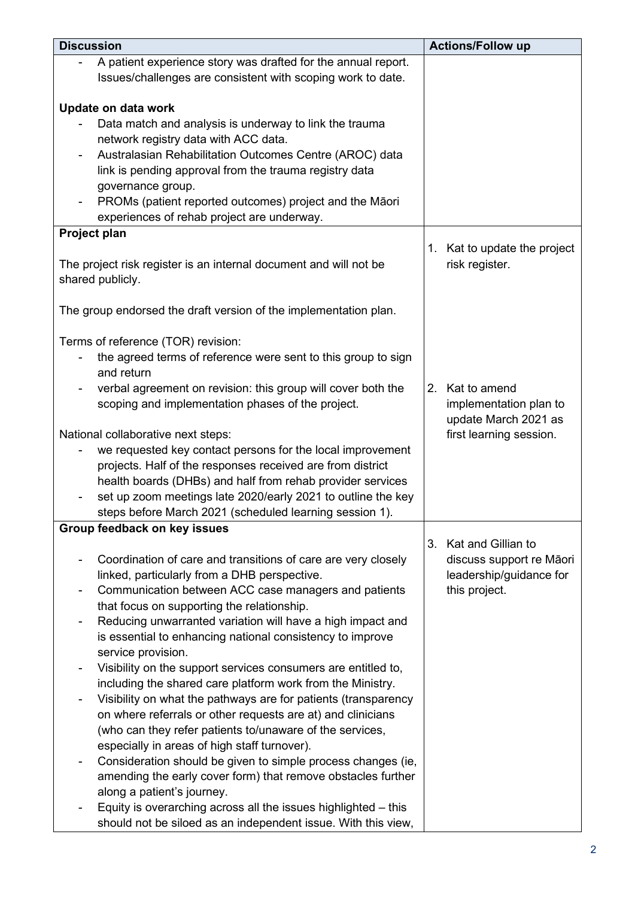| Discussion | Actions/Follow up |
|---|---|
| - A patient experience story was drafted for the annual report. Issues/challenges are consistent with scoping work to date.<br><br>**Update on data work**<br>- Data match and analysis is underway to link the trauma network registry data with ACC data.<br>- Australasian Rehabilitation Outcomes Centre (AROC) data link is pending approval from the trauma registry data governance group.<br>- PROMs (patient reported outcomes) project and the Māori experiences of rehab project are underway. | |
| **Project plan**<br><br>The project risk register is an internal document and will not be shared publicly.<br><br>The group endorsed the draft version of the implementation plan.<br><br>Terms of reference (TOR) revision:<br>- the agreed terms of reference were sent to this group to sign and return<br>- verbal agreement on revision: this group will cover both the scoping and implementation phases of the project.<br><br>National collaborative next steps:<br>- we requested key contact persons for the local improvement projects. Half of the responses received are from district health boards (DHBs) and half from rehab provider services<br>- set up zoom meetings late 2020/early 2021 to outline the key steps before March 2021 (scheduled learning session 1). | 1. Kat to update the project risk register.<br><br>2. Kat to amend implementation plan to update March 2021 as first learning session. |
| **Group feedback on key issues**<br><br>- Coordination of care and transitions of care are very closely linked, particularly from a DHB perspective.<br>- Communication between ACC case managers and patients that focus on supporting the relationship.<br>- Reducing unwarranted variation will have a high impact and is essential to enhancing national consistency to improve service provision.<br>- Visibility on the support services consumers are entitled to, including the shared care platform work from the Ministry.<br>- Visibility on what the pathways are for patients (transparency on where referrals or other requests are at) and clinicians (who can they refer patients to/unaware of the services, especially in areas of high staff turnover).<br>- Consideration should be given to simple process changes (ie, amending the early cover form) that remove obstacles further along a patient's journey.<br>- Equity is overarching across all the issues highlighted – this should not be siloed as an independent issue. With this view, | 3. Kat and Gillian to discuss support re Māori leadership/guidance for this project. |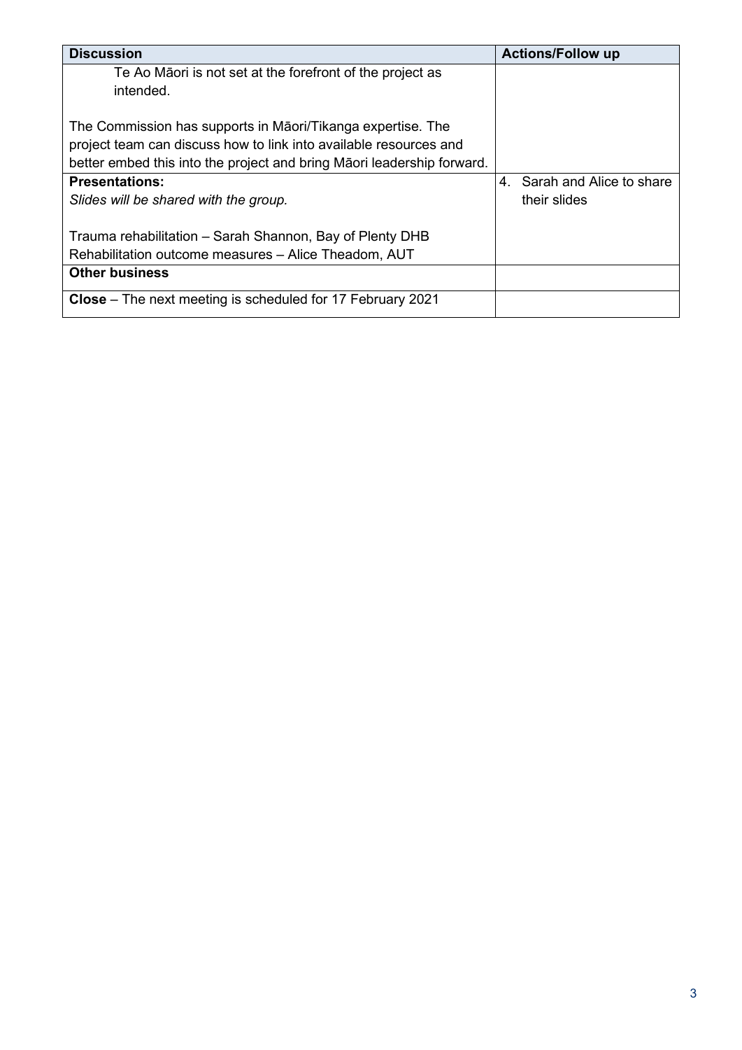| Discussion | Actions/Follow up |
| --- | --- |
| Te Ao Māori is not set at the forefront of the project as intended.<br><br>The Commission has supports in Māori/Tikanga expertise. The project team can discuss how to link into available resources and better embed this into the project and bring Māori leadership forward. | |
| **Presentations:**<br>*Slides will be shared with the group.*<br><br>Trauma rehabilitation – Sarah Shannon, Bay of Plenty DHB<br>Rehabilitation outcome measures – Alice Theadom, AUT | 4. Sarah and Alice to share their slides |
| **Other business** | |
| **Close** – The next meeting is scheduled for 17 February 2021 | |